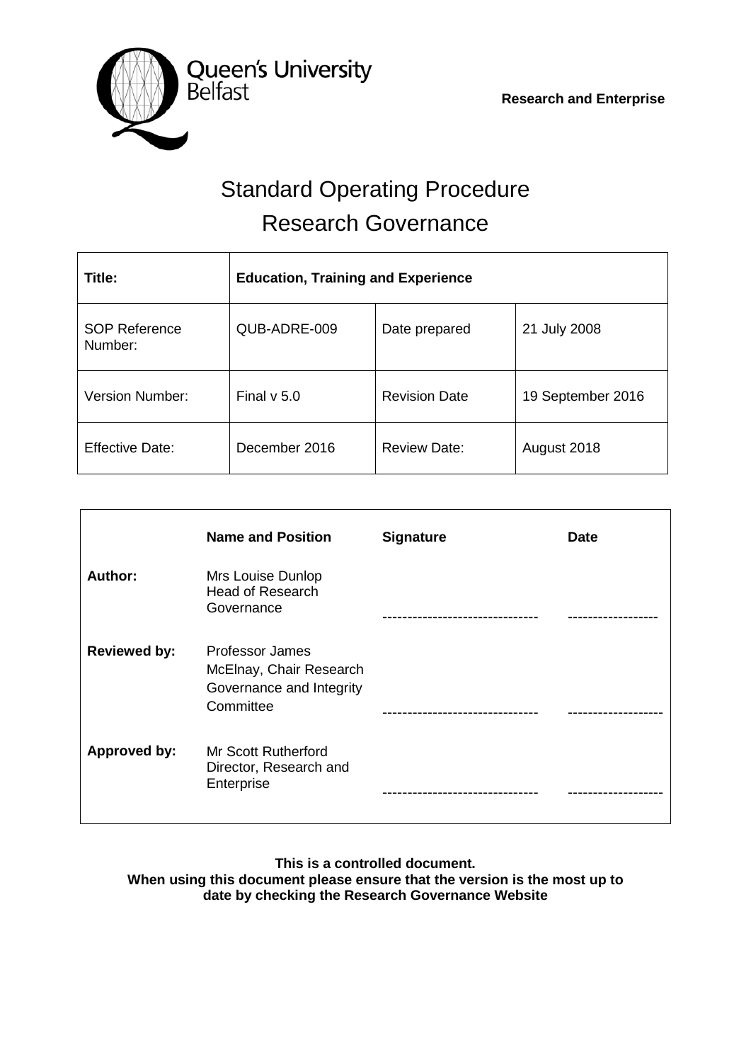Queen's University Belfast

**Research and Enterprise**

# Standard Operating Procedure
# Research Governance

| | | | |
|---|---|---|---|
| **Title:** | **Education, Training and Experience** | | |
| SOP Reference Number: | QUB-ADRE-009 | Date prepared | 21 July 2008 |
| Version Number: | Final v 5.0 | Revision Date | 19 September 2016 |
| Effective Date: | December 2016 | Review Date: | August 2018 |

| | **Name and Position** | **Signature** | **Date** |
|---|---|---|---|
| **Author:** | Mrs Louise Dunlop Head of Research Governance | ------------------------------- | ------------------ |
| **Reviewed by:** | Professor James McElnay, Chair Research Governance and Integrity Committee | ------------------------------- | ------------------- |
| **Approved by:** | Mr Scott Rutherford Director, Research and Enterprise | ------------------------------- | ------------------- |

**This is a controlled document.**
**When using this document please ensure that the version is the most up to date by checking the Research Governance Website**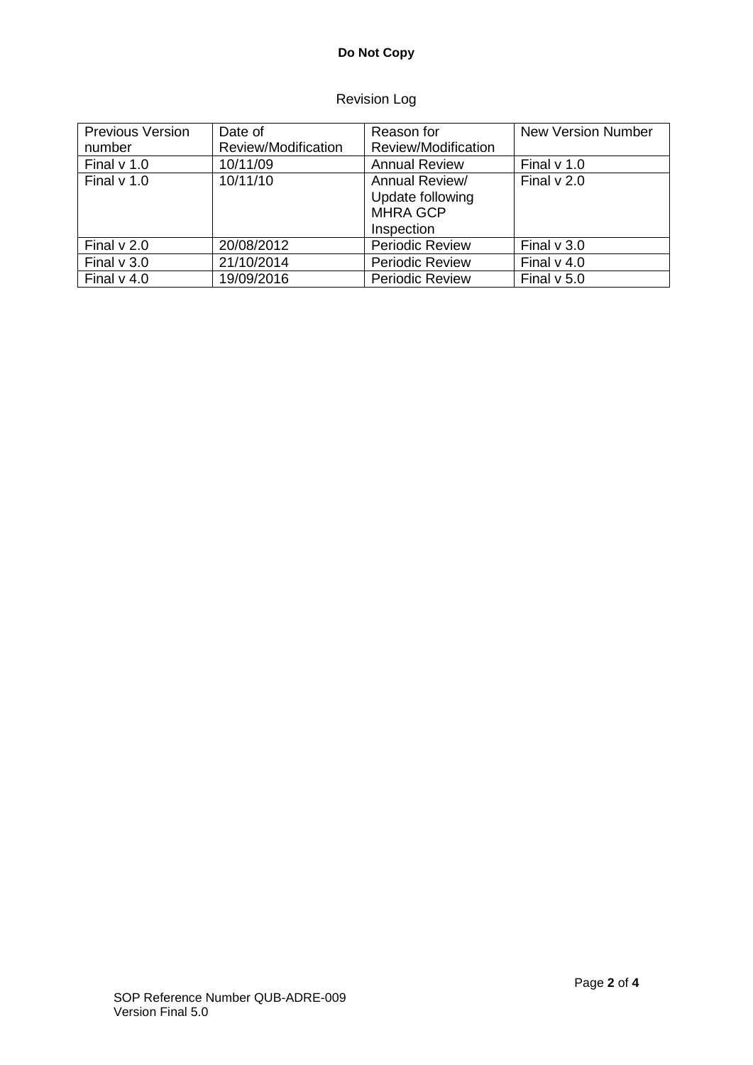Revision Log

| Previous Version number | Date of Review/Modification | Reason for Review/Modification | New Version Number |
| --- | --- | --- | --- |
| Final v 1.0 | 10/11/09 | Annual Review | Final v 1.0 |
| Final v 1.0 | 10/11/10 | Annual Review/ Update following MHRA GCP Inspection | Final v 2.0 |
| Final v 2.0 | 20/08/2012 | Periodic Review | Final v 3.0 |
| Final v 3.0 | 21/10/2014 | Periodic Review | Final v 4.0 |
| Final v 4.0 | 19/09/2016 | Periodic Review | Final v 5.0 |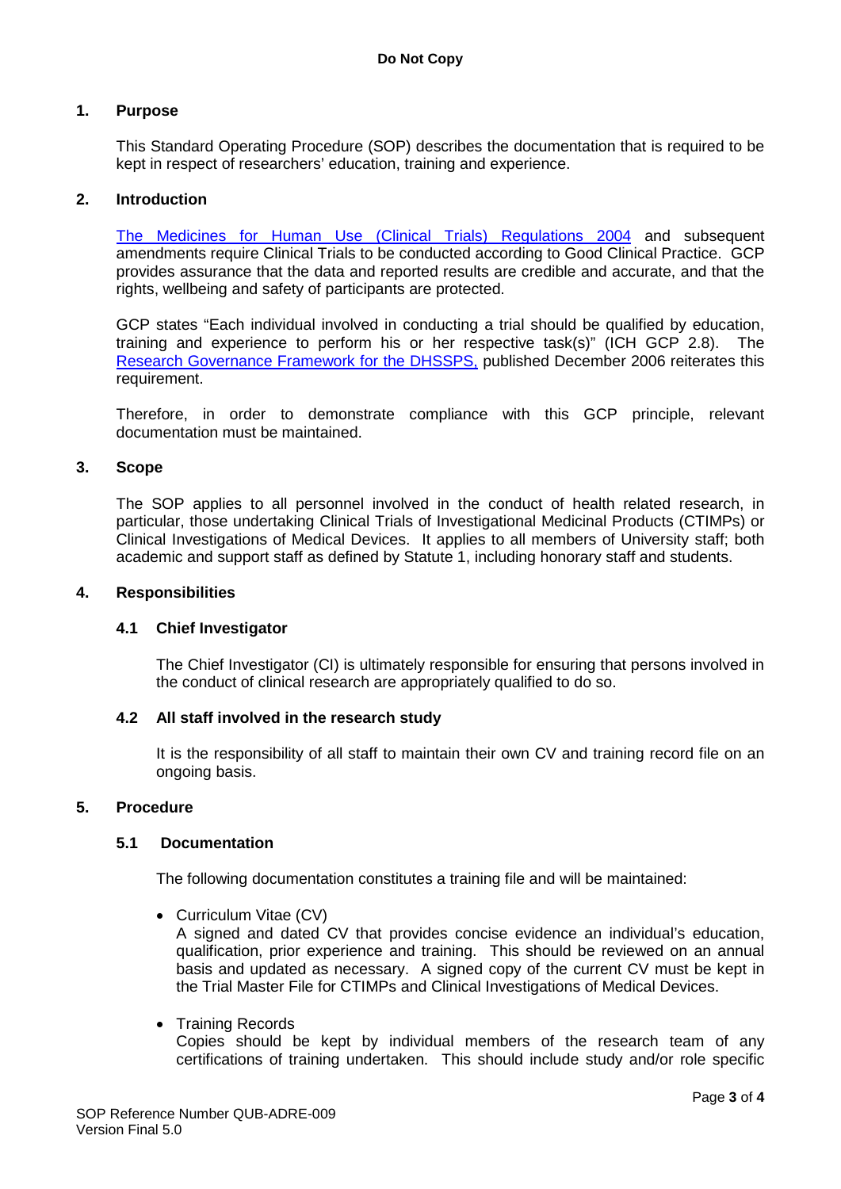## 1. Purpose

This Standard Operating Procedure (SOP) describes the documentation that is required to be kept in respect of researchers' education, training and experience.

## 2. Introduction

The Medicines for Human Use (Clinical Trials) Regulations 2004 and subsequent amendments require Clinical Trials to be conducted according to Good Clinical Practice. GCP provides assurance that the data and reported results are credible and accurate, and that the rights, wellbeing and safety of participants are protected.

GCP states "Each individual involved in conducting a trial should be qualified by education, training and experience to perform his or her respective task(s)" (ICH GCP 2.8). The Research Governance Framework for the DHSSPS, published December 2006 reiterates this requirement.

Therefore, in order to demonstrate compliance with this GCP principle, relevant documentation must be maintained.

## 3. Scope

The SOP applies to all personnel involved in the conduct of health related research, in particular, those undertaking Clinical Trials of Investigational Medicinal Products (CTIMPs) or Clinical Investigations of Medical Devices. It applies to all members of University staff; both academic and support staff as defined by Statute 1, including honorary staff and students.

## 4. Responsibilities

### 4.1 Chief Investigator

The Chief Investigator (CI) is ultimately responsible for ensuring that persons involved in the conduct of clinical research are appropriately qualified to do so.

### 4.2 All staff involved in the research study

It is the responsibility of all staff to maintain their own CV and training record file on an ongoing basis.

## 5. Procedure

### 5.1 Documentation

The following documentation constitutes a training file and will be maintained:

- Curriculum Vitae (CV)
  A signed and dated CV that provides concise evidence an individual's education, qualification, prior experience and training. This should be reviewed on an annual basis and updated as necessary. A signed copy of the current CV must be kept in the Trial Master File for CTIMPs and Clinical Investigations of Medical Devices.

- Training Records
  Copies should be kept by individual members of the research team of any certifications of training undertaken. This should include study and/or role specific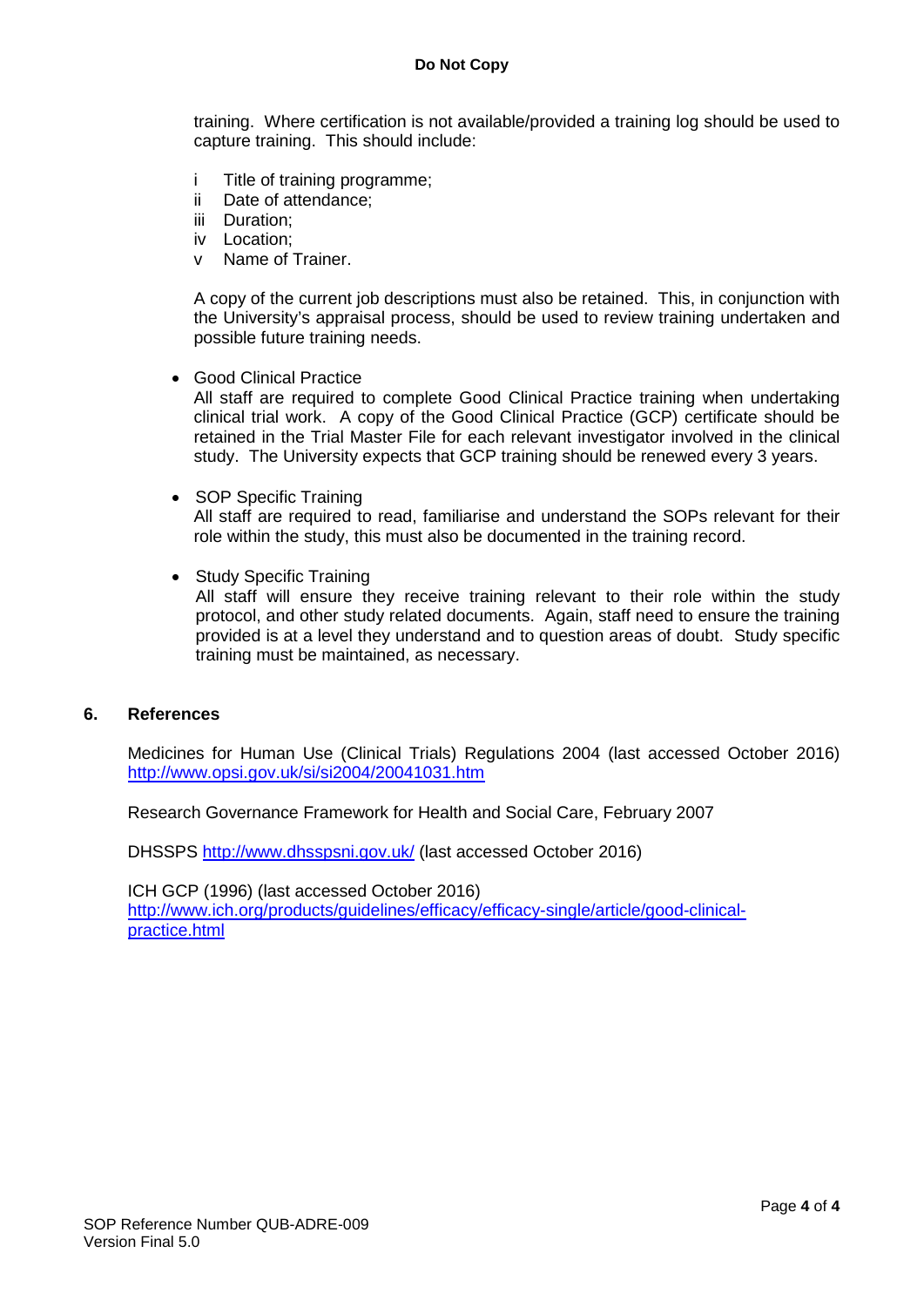training. Where certification is not available/provided a training log should be used to capture training. This should include:

i Title of training programme;
ii Date of attendance;
iii Duration;
iv Location;
v Name of Trainer.

A copy of the current job descriptions must also be retained. This, in conjunction with the University's appraisal process, should be used to review training undertaken and possible future training needs.

- Good Clinical Practice
  All staff are required to complete Good Clinical Practice training when undertaking clinical trial work. A copy of the Good Clinical Practice (GCP) certificate should be retained in the Trial Master File for each relevant investigator involved in the clinical study. The University expects that GCP training should be renewed every 3 years.

- SOP Specific Training
  All staff are required to read, familiarise and understand the SOPs relevant for their role within the study, this must also be documented in the training record.

- Study Specific Training
  All staff will ensure they receive training relevant to their role within the study protocol, and other study related documents. Again, staff need to ensure the training provided is at a level they understand and to question areas of doubt. Study specific training must be maintained, as necessary.

## 6. References

Medicines for Human Use (Clinical Trials) Regulations 2004 (last accessed October 2016) http://www.opsi.gov.uk/si/si2004/20041031.htm

Research Governance Framework for Health and Social Care, February 2007

DHSSPS http://www.dhsspsni.gov.uk/ (last accessed October 2016)

ICH GCP (1996) (last accessed October 2016)
http://www.ich.org/products/guidelines/efficacy/efficacy-single/article/good-clinical-practice.html

SOP Reference Number QUB-ADRE-009
Version Final 5.0